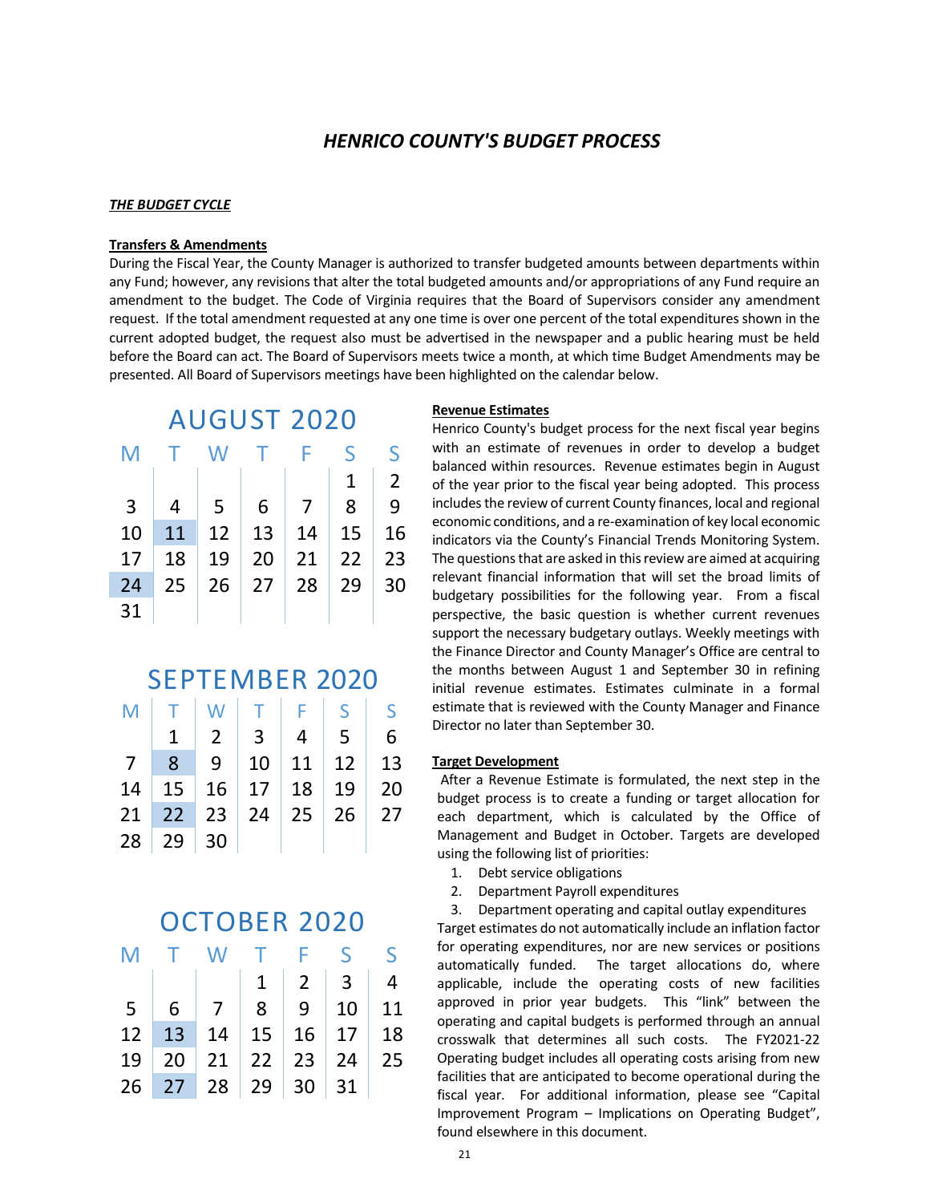# *HENRICO COUNTY'S BUDGET PROCESS*

***THE BUDGET CYCLE***

**Transfers & Amendments**

During the Fiscal Year, the County Manager is authorized to transfer budgeted amounts between departments within any Fund; however, any revisions that alter the total budgeted amounts and/or appropriations of any Fund require an amendment to the budget. The Code of Virginia requires that the Board of Supervisors consider any amendment request. If the total amendment requested at any one time is over one percent of the total expenditures shown in the current adopted budget, the request also must be advertised in the newspaper and a public hearing must be held before the Board can act. The Board of Supervisors meets twice a month, at which time Budget Amendments may be presented. All Board of Supervisors meetings have been highlighted on the calendar below.

**AUGUST 2020**

| M | T | W | T | F | S | S |
|---|---|---|---|---|---|---|
| | | | | | 1 | 2 |
| 3 | 4 | 5 | 6 | 7 | 8 | 9 |
| 10 | 11 | 12 | 13 | 14 | 15 | 16 |
| 17 | 18 | 19 | 20 | 21 | 22 | 23 |
| 24 | 25 | 26 | 27 | 28 | 29 | 30 |
| 31 | | | | | | |

**SEPTEMBER 2020**

| M | T | W | T | F | S | S |
|---|---|---|---|---|---|---|
| | 1 | 2 | 3 | 4 | 5 | 6 |
| 7 | 8 | 9 | 10 | 11 | 12 | 13 |
| 14 | 15 | 16 | 17 | 18 | 19 | 20 |
| 21 | 22 | 23 | 24 | 25 | 26 | 27 |
| 28 | 29 | 30 | | | | |

**OCTOBER 2020**

| M | T | W | T | F | S | S |
|---|---|---|---|---|---|---|
| | | | 1 | 2 | 3 | 4 |
| 5 | 6 | 7 | 8 | 9 | 10 | 11 |
| 12 | 13 | 14 | 15 | 16 | 17 | 18 |
| 19 | 20 | 21 | 22 | 23 | 24 | 25 |
| 26 | 27 | 28 | 29 | 30 | 31 | |

**Revenue Estimates**

Henrico County's budget process for the next fiscal year begins with an estimate of revenues in order to develop a budget balanced within resources. Revenue estimates begin in August of the year prior to the fiscal year being adopted. This process includes the review of current County finances, local and regional economic conditions, and a re-examination of key local economic indicators via the County's Financial Trends Monitoring System. The questions that are asked in this review are aimed at acquiring relevant financial information that will set the broad limits of budgetary possibilities for the following year. From a fiscal perspective, the basic question is whether current revenues support the necessary budgetary outlays. Weekly meetings with the Finance Director and County Manager's Office are central to the months between August 1 and September 30 in refining initial revenue estimates. Estimates culminate in a formal estimate that is reviewed with the County Manager and Finance Director no later than September 30.

**Target Development**

After a Revenue Estimate is formulated, the next step in the budget process is to create a funding or target allocation for each department, which is calculated by the Office of Management and Budget in October. Targets are developed using the following list of priorities:

1. Debt service obligations
2. Department Payroll expenditures
3. Department operating and capital outlay expenditures

Target estimates do not automatically include an inflation factor for operating expenditures, nor are new services or positions automatically funded. The target allocations do, where applicable, include the operating costs of new facilities approved in prior year budgets. This "link" between the operating and capital budgets is performed through an annual crosswalk that determines all such costs. The FY2021-22 Operating budget includes all operating costs arising from new facilities that are anticipated to become operational during the fiscal year. For additional information, please see "Capital Improvement Program – Implications on Operating Budget", found elsewhere in this document.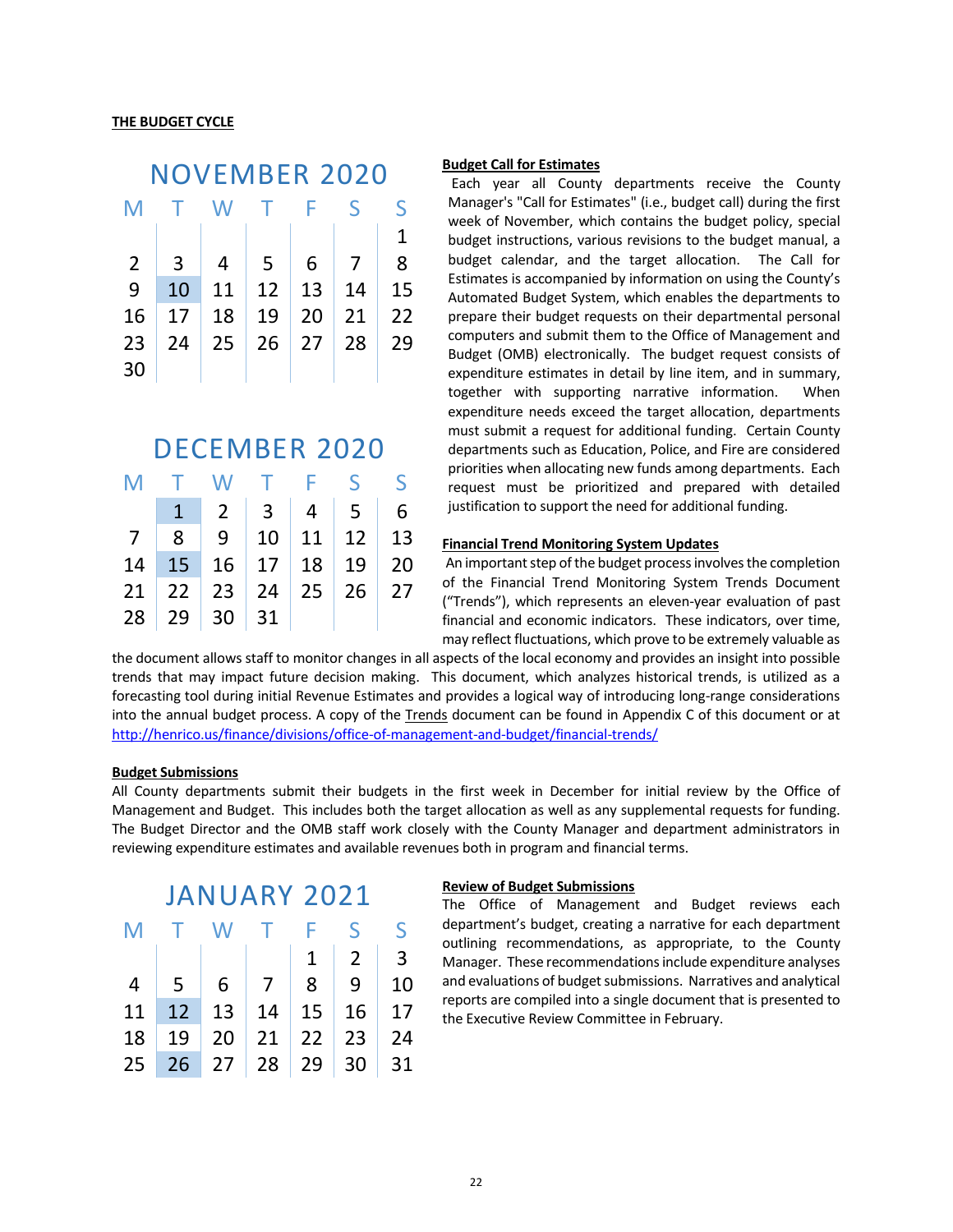**THE BUDGET CYCLE**

**NOVEMBER 2020**

| M | T | W | T | F | S | S |
|---|---|---|---|---|---|---|
| | | | | | | 1 |
| 2 | 3 | 4 | 5 | 6 | 7 | 8 |
| 9 | 10 | 11 | 12 | 13 | 14 | 15 |
| 16 | 17 | 18 | 19 | 20 | 21 | 22 |
| 23 | 24 | 25 | 26 | 27 | 28 | 29 |
| 30 | | | | | | |

**DECEMBER 2020**

| M | T | W | T | F | S | S |
|---|---|---|---|---|---|---|
| | 1 | 2 | 3 | 4 | 5 | 6 |
| 7 | 8 | 9 | 10 | 11 | 12 | 13 |
| 14 | 15 | 16 | 17 | 18 | 19 | 20 |
| 21 | 22 | 23 | 24 | 25 | 26 | 27 |
| 28 | 29 | 30 | 31 | | | |

**Budget Call for Estimates**

Each year all County departments receive the County Manager's "Call for Estimates" (i.e., budget call) during the first week of November, which contains the budget policy, special budget instructions, various revisions to the budget manual, a budget calendar, and the target allocation. The Call for Estimates is accompanied by information on using the County's Automated Budget System, which enables the departments to prepare their budget requests on their departmental personal computers and submit them to the Office of Management and Budget (OMB) electronically. The budget request consists of expenditure estimates in detail by line item, and in summary, together with supporting narrative information. When expenditure needs exceed the target allocation, departments must submit a request for additional funding. Certain County departments such as Education, Police, and Fire are considered priorities when allocating new funds among departments. Each request must be prioritized and prepared with detailed justification to support the need for additional funding.

**Financial Trend Monitoring System Updates**

An important step of the budget process involves the completion of the Financial Trend Monitoring System Trends Document ("Trends"), which represents an eleven-year evaluation of past financial and economic indicators. These indicators, over time, may reflect fluctuations, which prove to be extremely valuable as the document allows staff to monitor changes in all aspects of the local economy and provides an insight into possible trends that may impact future decision making. This document, which analyzes historical trends, is utilized as a forecasting tool during initial Revenue Estimates and provides a logical way of introducing long-range considerations into the annual budget process. A copy of the Trends document can be found in Appendix C of this document or at http://henrico.us/finance/divisions/office-of-management-and-budget/financial-trends/

**Budget Submissions**

All County departments submit their budgets in the first week in December for initial review by the Office of Management and Budget. This includes both the target allocation as well as any supplemental requests for funding. The Budget Director and the OMB staff work closely with the County Manager and department administrators in reviewing expenditure estimates and available revenues both in program and financial terms.

**JANUARY 2021**

| M | T | W | T | F | S | S |
|---|---|---|---|---|---|---|
| | | | | 1 | 2 | 3 |
| 4 | 5 | 6 | 7 | 8 | 9 | 10 |
| 11 | 12 | 13 | 14 | 15 | 16 | 17 |
| 18 | 19 | 20 | 21 | 22 | 23 | 24 |
| 25 | 26 | 27 | 28 | 29 | 30 | 31 |

**Review of Budget Submissions**

The Office of Management and Budget reviews each department's budget, creating a narrative for each department outlining recommendations, as appropriate, to the County Manager. These recommendations include expenditure analyses and evaluations of budget submissions. Narratives and analytical reports are compiled into a single document that is presented to the Executive Review Committee in February.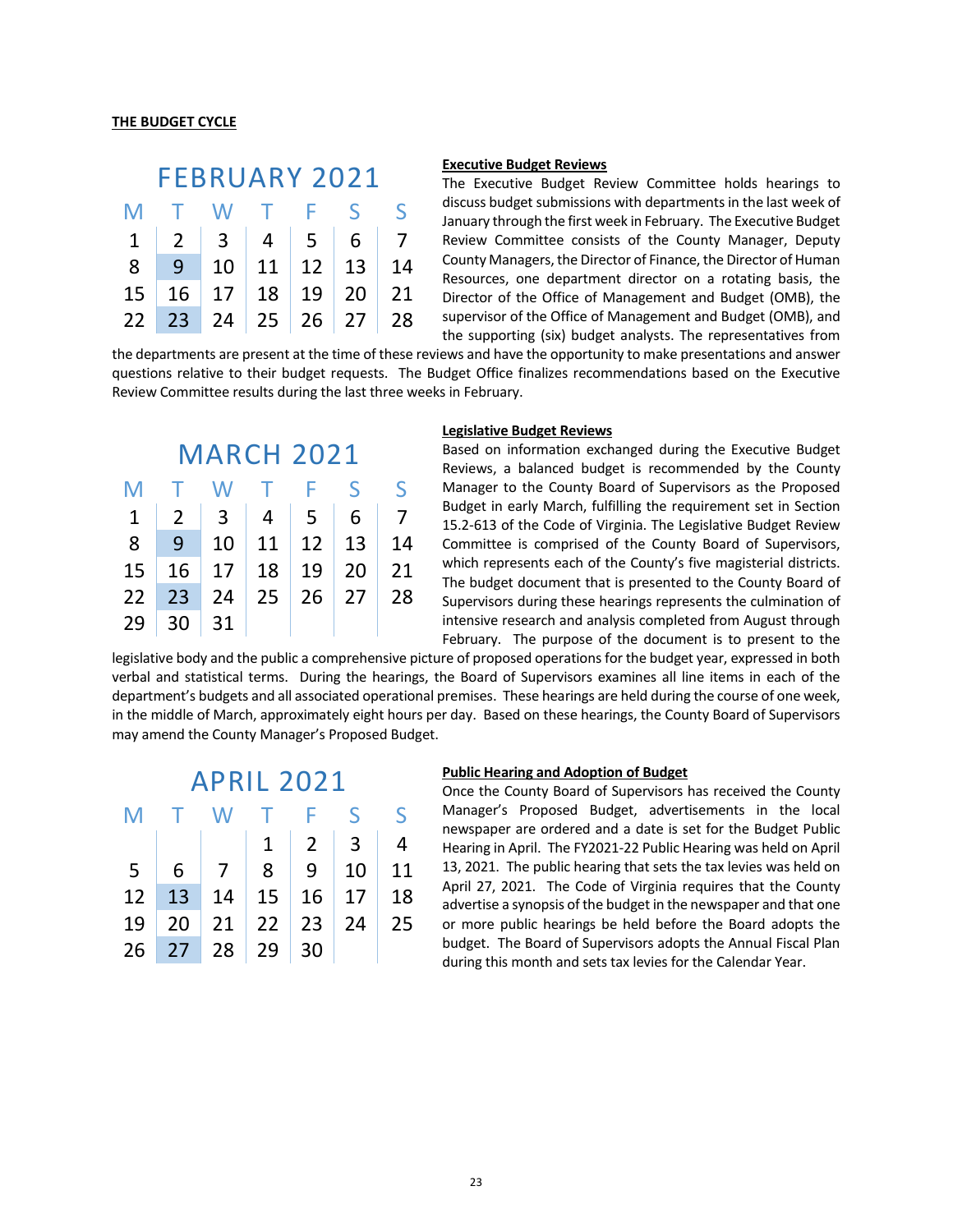**THE BUDGET CYCLE**

### FEBRUARY 2021

| M | T | W | T | F | S | S |
|---|---|---|---|---|---|---|
| 1 | 2 | 3 | 4 | 5 | 6 | 7 |
| 8 | 9 | 10 | 11 | 12 | 13 | 14 |
| 15 | 16 | 17 | 18 | 19 | 20 | 21 |
| 22 | 23 | 24 | 25 | 26 | 27 | 28 |

**Executive Budget Reviews**

The Executive Budget Review Committee holds hearings to discuss budget submissions with departments in the last week of January through the first week in February. The Executive Budget Review Committee consists of the County Manager, Deputy County Managers, the Director of Finance, the Director of Human Resources, one department director on a rotating basis, the Director of the Office of Management and Budget (OMB), the supervisor of the Office of Management and Budget (OMB), and the supporting (six) budget analysts. The representatives from the departments are present at the time of these reviews and have the opportunity to make presentations and answer questions relative to their budget requests. The Budget Office finalizes recommendations based on the Executive Review Committee results during the last three weeks in February.

### MARCH 2021

| M | T | W | T | F | S | S |
|---|---|---|---|---|---|---|
| 1 | 2 | 3 | 4 | 5 | 6 | 7 |
| 8 | 9 | 10 | 11 | 12 | 13 | 14 |
| 15 | 16 | 17 | 18 | 19 | 20 | 21 |
| 22 | 23 | 24 | 25 | 26 | 27 | 28 |
| 29 | 30 | 31 | | | | |

**Legislative Budget Reviews**

Based on information exchanged during the Executive Budget Reviews, a balanced budget is recommended by the County Manager to the County Board of Supervisors as the Proposed Budget in early March, fulfilling the requirement set in Section 15.2-613 of the Code of Virginia. The Legislative Budget Review Committee is comprised of the County Board of Supervisors, which represents each of the County's five magisterial districts. The budget document that is presented to the County Board of Supervisors during these hearings represents the culmination of intensive research and analysis completed from August through February. The purpose of the document is to present to the legislative body and the public a comprehensive picture of proposed operations for the budget year, expressed in both verbal and statistical terms. During the hearings, the Board of Supervisors examines all line items in each of the department's budgets and all associated operational premises. These hearings are held during the course of one week, in the middle of March, approximately eight hours per day. Based on these hearings, the County Board of Supervisors may amend the County Manager's Proposed Budget.

### APRIL 2021

| M | T | W | T | F | S | S |
|---|---|---|---|---|---|---|
| | | | 1 | 2 | 3 | 4 |
| 5 | 6 | 7 | 8 | 9 | 10 | 11 |
| 12 | 13 | 14 | 15 | 16 | 17 | 18 |
| 19 | 20 | 21 | 22 | 23 | 24 | 25 |
| 26 | 27 | 28 | 29 | 30 | | |

**Public Hearing and Adoption of Budget**

Once the County Board of Supervisors has received the County Manager's Proposed Budget, advertisements in the local newspaper are ordered and a date is set for the Budget Public Hearing in April. The FY2021-22 Public Hearing was held on April 13, 2021. The public hearing that sets the tax levies was held on April 27, 2021. The Code of Virginia requires that the County advertise a synopsis of the budget in the newspaper and that one or more public hearings be held before the Board adopts the budget. The Board of Supervisors adopts the Annual Fiscal Plan during this month and sets tax levies for the Calendar Year.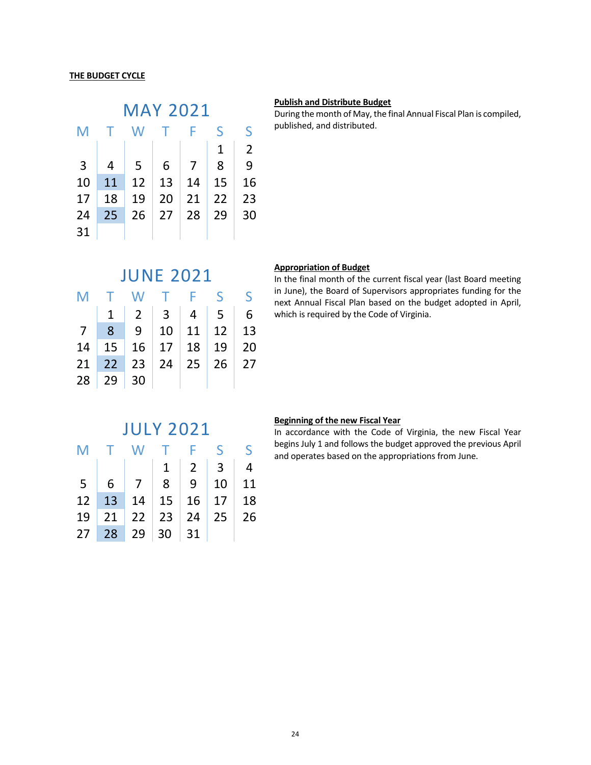**THE BUDGET CYCLE**

## MAY 2021

| M | T | W | T | F | S | S |
|---|---|---|---|---|---|---|
| | | | | | 1 | 2 |
| 3 | 4 | 5 | 6 | 7 | 8 | 9 |
| 10 | 11 | 12 | 13 | 14 | 15 | 16 |
| 17 | 18 | 19 | 20 | 21 | 22 | 23 |
| 24 | 25 | 26 | 27 | 28 | 29 | 30 |
| 31 | | | | | | |

**Publish and Distribute Budget**

During the month of May, the final Annual Fiscal Plan is compiled, published, and distributed.

## JUNE 2021

| M | T | W | T | F | S | S |
|---|---|---|---|---|---|---|
| | 1 | 2 | 3 | 4 | 5 | 6 |
| 7 | 8 | 9 | 10 | 11 | 12 | 13 |
| 14 | 15 | 16 | 17 | 18 | 19 | 20 |
| 21 | 22 | 23 | 24 | 25 | 26 | 27 |
| 28 | 29 | 30 | | | | |

**Appropriation of Budget**

In the final month of the current fiscal year (last Board meeting in June), the Board of Supervisors appropriates funding for the next Annual Fiscal Plan based on the budget adopted in April, which is required by the Code of Virginia.

## JULY 2021

| M | T | W | T | F | S | S |
|---|---|---|---|---|---|---|
| | | | 1 | 2 | 3 | 4 |
| 5 | 6 | 7 | 8 | 9 | 10 | 11 |
| 12 | 13 | 14 | 15 | 16 | 17 | 18 |
| 19 | 21 | 22 | 23 | 24 | 25 | 26 |
| 27 | 28 | 29 | 30 | 31 | | |

**Beginning of the new Fiscal Year**

In accordance with the Code of Virginia, the new Fiscal Year begins July 1 and follows the budget approved the previous April and operates based on the appropriations from June.